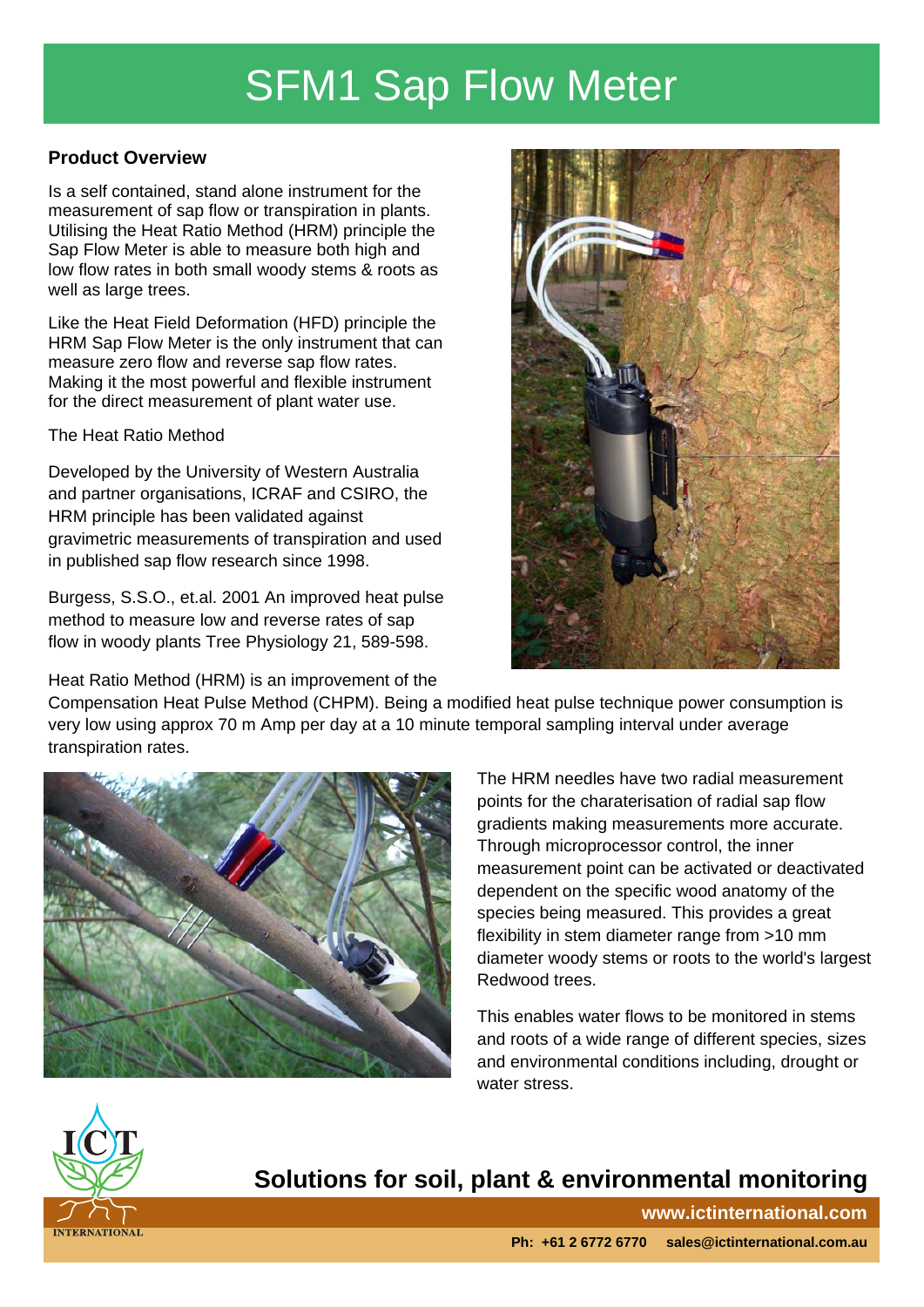# SFM1 Sap Flow Meter

**Product Overview**

Is a self contained, stand alone instrument for the measurement of sap flow or transpiration in plants. Utilising the Heat Ratio Method (HRM) principle the Sap Flow Meter is able to measure both high and low flow rates in both small woody stems & roots as well as large trees.

Like the Heat Field Deformation (HFD) principle the HRM Sap Flow Meter is the only instrument that can measure zero flow and reverse sap flow rates. Making it the most powerful and flexible instrument for the direct measurement of plant water use.

The Heat Ratio Method

Developed by the University of Western Australia and partner organisations, ICRAF and CSIRO, the HRM principle has been validated against gravimetric measurements of transpiration and used in published sap flow research since 1998.

Burgess, S.S.O., et.al. 2001 An improved heat pulse method to measure low and reverse rates of sap flow in woody plants Tree Physiology 21, 589-598.

Heat Ratio Method (HRM) is an improvement of the Compensation Heat Pulse Method (CHPM). Being a modified heat pulse technique power consumption is very low using approx 70 m Amp per day at a 10 minute temporal sampling interval under average transpiration rates.

The HRM needles have two radial measurement points for the charaterisation of radial sap flow gradients making measurements more accurate. Through microprocessor control, the inner measurement point can be activated or deactivated dependent on the specific wood anatomy of the species being measured. This provides a great flexibility in stem diameter range from >10 mm diameter woody stems or roots to the world's largest Redwood trees.

This enables water flows to be monitored in stems and roots of a wide range of different species, sizes and environmental conditions including, drought or water stress.

**Solutions for soil, plant & environmental monitoring**

**www.ictinternational.com**

**Ph: +61 2 6772 6770 sales@ictinternational.com.au**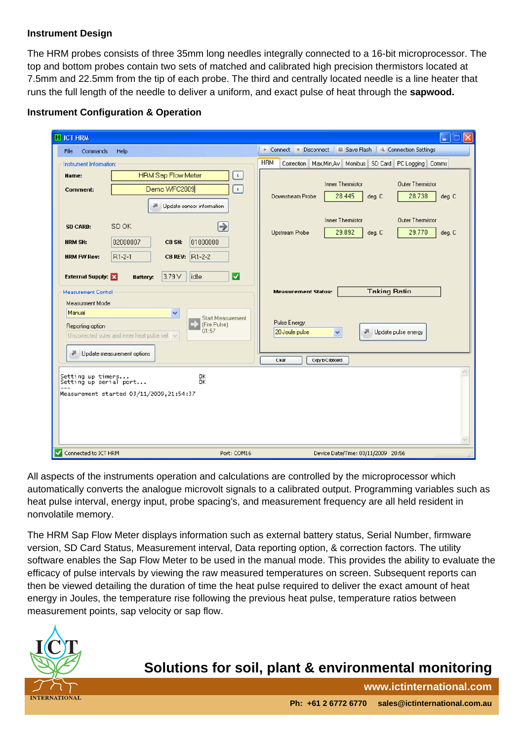**Instrument Design**

The HRM probes consists of three 35mm long needles integrally connected to a 16-bit microprocessor. The top and bottom probes contain two sets of matched and calibrated high precision thermistors located at 7.5mm and 22.5mm from the tip of each probe. The third and centrally located needle is a line heater that runs the full length of the needle to deliver a uniform, and exact pulse of heat through the **sapwood.**

**Instrument Configuration & Operation**

All aspects of the instruments operation and calculations are controlled by the microprocessor which automatically converts the analogue microvolt signals to a calibrated output. Programming variables such as heat pulse interval, energy input, probe spacing's, and measurement frequency are all held resident in nonvolatile memory.

The HRM Sap Flow Meter displays information such as external battery status, Serial Number, firmware version, SD Card Status, Measurement interval, Data reporting option, & correction factors. The utility software enables the Sap Flow Meter to be used in the manual mode. This provides the ability to evaluate the efficacy of pulse intervals by viewing the raw measured temperatures on screen. Subsequent reports can then be viewed detailing the duration of time the heat pulse required to deliver the exact amount of heat energy in Joules, the temperature rise following the previous heat pulse, temperature ratios between measurement points, sap velocity or sap flow.

**Solutions for soil, plant & environmental monitoring**

**www.ictinternational.com**

**Ph: +61 2 6772 6770 sales@ictinternational.com.au**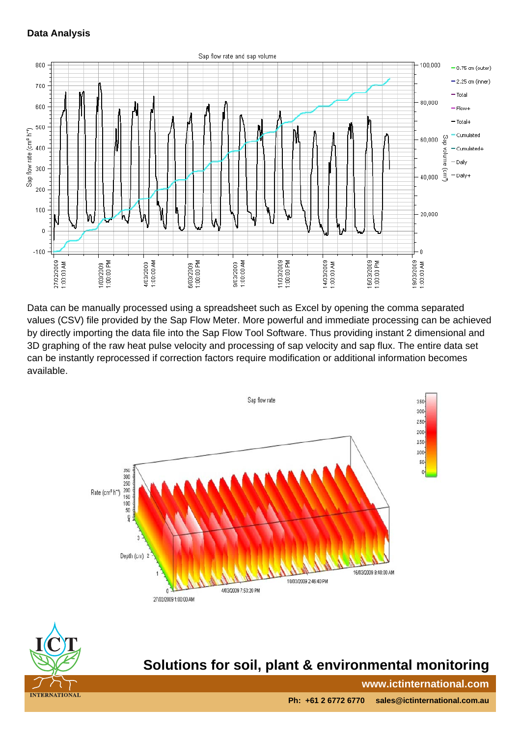**Data Analysis**

Sap flow rate and sap volume

Sap flow rate (cm³ h⁻¹)

800
700
600
500
400
300
200
100
0
-100

Sap volume (cm³)

100,000
80,000
60,000
40,000
20,000
0

27/02/2009 1:00:00 AM
1/03/2009 1:00:00 PM
4/03/2009 1:00:00 AM
6/03/2009 1:00:00 PM
9/03/2009 1:00:00 AM
11/03/2009 1:00:00 PM
14/03/2009 1:00:00 AM
16/03/2009 1:00:00 PM
19/03/2009 1:00:00 AM

0.75 cm (outer)
2.25 cm (inner)
Total
Flow+
Total+
Cumulated
Cumulated+
Daily
Daily+

Data can be manually processed using a spreadsheet such as Excel by opening the comma separated values (CSV) file provided by the Sap Flow Meter. More powerful and immediate processing can be achieved by directly importing the data file into the Sap Flow Tool Software. Thus providing instant 2 dimensional and 3D graphing of the raw heat pulse velocity and processing of sap velocity and sap flux. The entire data set can be instantly reprocessed if correction factors require modification or additional information becomes available.

Sap flow rate

Rate (cm³ h⁻¹)

350
300
250
200
150
100
50
0

Depth (cm)

4
3
2
1
0

27/02/2009 1:00:00 AM
4/03/2009 7:53:20 PM
10/03/2009 2:46:40 PM
16/03/2009 9:40:00 AM

350
300
250
200
150
100
50
0

**Solutions for soil, plant & environmental monitoring**

**www.ictinternational.com**

**Ph: +61 2 6772 6770 sales@ictinternational.com.au**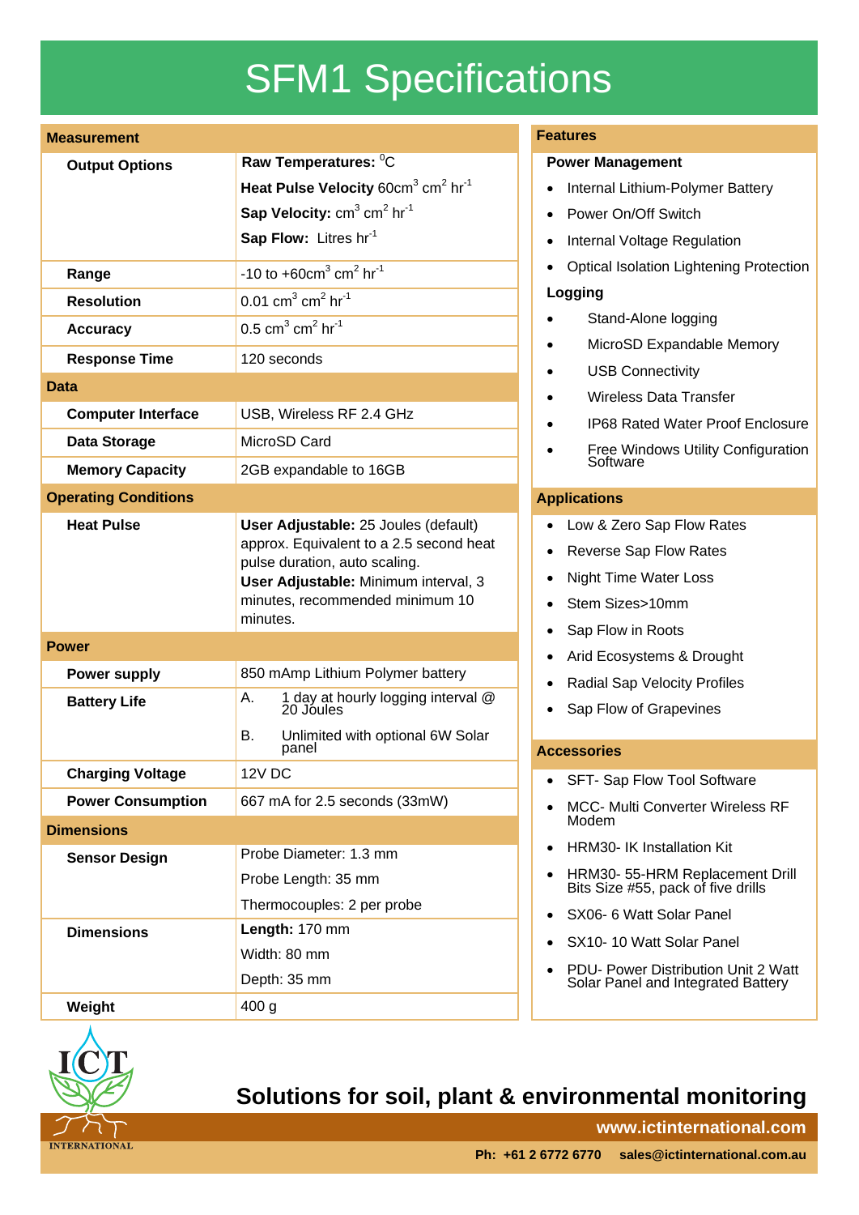# SFM1 Specifications

| | |
|---|---|
| **Measurement** | |
| **Output Options** | **Raw Temperatures:** $^{0}C$<br>**Heat Pulse Velocity** $60cm^3\ cm^2\ hr^{-1}$<br>**Sap Velocity:** $cm^3\ cm^2\ hr^{-1}$<br>**Sap Flow:** Litres $hr^{-1}$ |
| **Range** | -10 to $+60cm^3\ cm^2\ hr^{-1}$ |
| **Resolution** | $0.01\ cm^3\ cm^2\ hr^{-1}$ |
| **Accuracy** | $0.5\ cm^3\ cm^2\ hr^{-1}$ |
| **Response Time** | 120 seconds |
| **Data** | |
| **Computer Interface** | USB, Wireless RF 2.4 GHz |
| **Data Storage** | MicroSD Card |
| **Memory Capacity** | 2GB expandable to 16GB |
| **Operating Conditions** | |
| **Heat Pulse** | **User Adjustable:** 25 Joules (default) approx. Equivalent to a 2.5 second heat pulse duration, auto scaling.<br>**User Adjustable:** Minimum interval, 3 minutes, recommended minimum 10 minutes. |
| **Power** | |
| **Power supply** | 850 mAmp Lithium Polymer battery |
| **Battery Life** | A. 1 day at hourly logging interval @ 20 Joules<br>B. Unlimited with optional 6W Solar panel |
| **Charging Voltage** | 12V DC |
| **Power Consumption** | 667 mA for 2.5 seconds (33mW) |
| **Dimensions** | |
| **Sensor Design** | Probe Diameter: 1.3 mm<br>Probe Length: 35 mm<br>Thermocouples: 2 per probe |
| **Dimensions** | **Length:** 170 mm<br>Width: 80 mm<br>Depth: 35 mm |
| **Weight** | 400 g |

## Features

**Power Management**

- Internal Lithium-Polymer Battery
- Power On/Off Switch
- Internal Voltage Regulation
- Optical Isolation Lightening Protection

**Logging**

- Stand-Alone logging
- MicroSD Expandable Memory
- USB Connectivity
- Wireless Data Transfer
- IP68 Rated Water Proof Enclosure
- Free Windows Utility Configuration Software

## Applications

- Low & Zero Sap Flow Rates
- Reverse Sap Flow Rates
- Night Time Water Loss
- Stem Sizes>10mm
- Sap Flow in Roots
- Arid Ecosystems & Drought
- Radial Sap Velocity Profiles
- Sap Flow of Grapevines

## Accessories

- SFT- Sap Flow Tool Software
- MCC- Multi Converter Wireless RF Modem
- HRM30- IK Installation Kit
- HRM30- 55-HRM Replacement Drill Bits Size #55, pack of five drills
- SX06- 6 Watt Solar Panel
- SX10- 10 Watt Solar Panel
- PDU- Power Distribution Unit 2 Watt Solar Panel and Integrated Battery

ICT INTERNATIONAL

**Solutions for soil, plant & environmental monitoring**

**www.ictinternational.com**

**Ph: +61 2 6772 6770 sales@ictinternational.com.au**